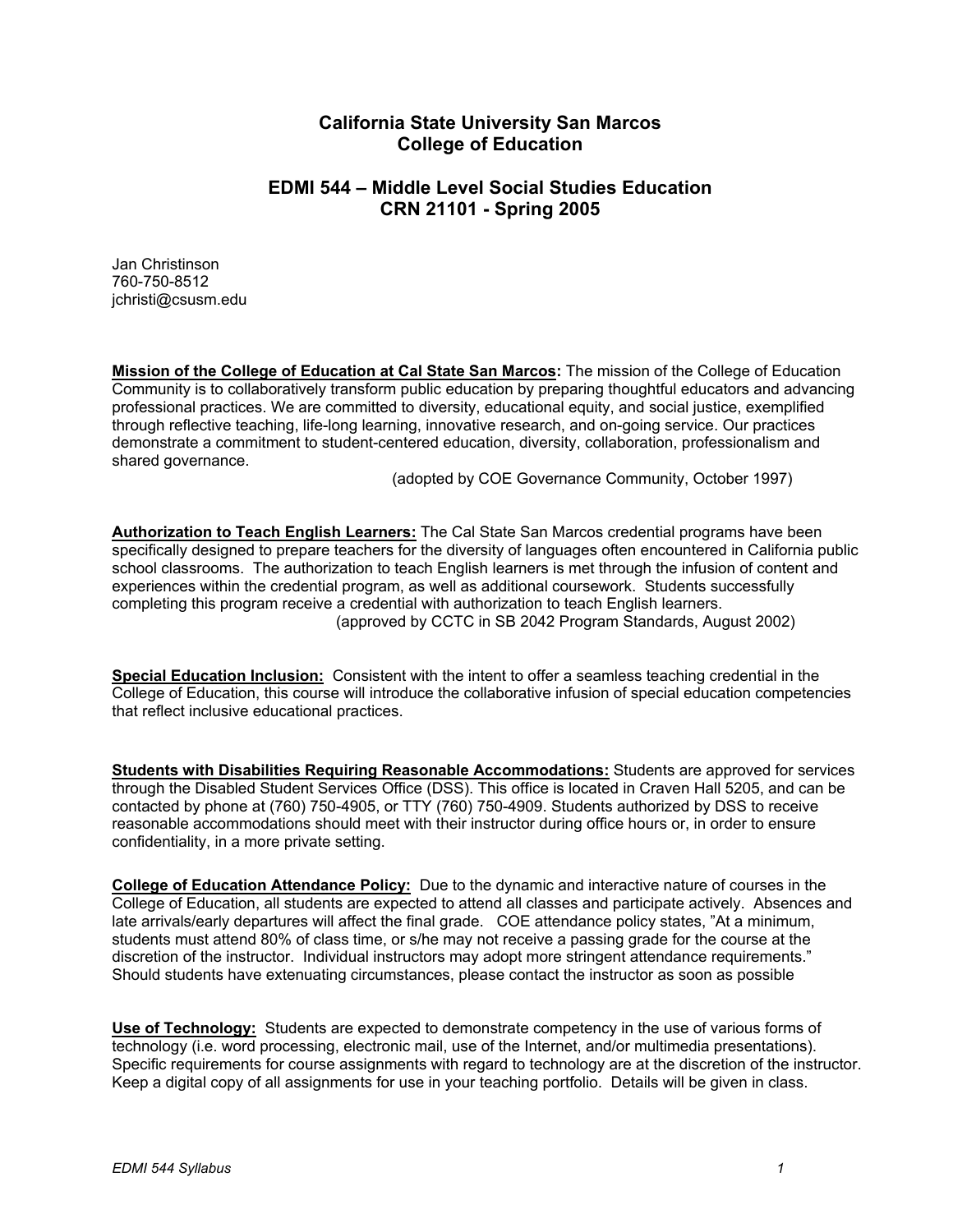# California State University San Marcos
# College of Education

## EDMI 544 – Middle Level Social Studies Education
## CRN 21101 - Spring 2005

Jan Christinson
760-750-8512
jchristi@csusm.edu

**Mission of the College of Education at Cal State San Marcos:** The mission of the College of Education Community is to collaboratively transform public education by preparing thoughtful educators and advancing professional practices. We are committed to diversity, educational equity, and social justice, exemplified through reflective teaching, life-long learning, innovative research, and on-going service. Our practices demonstrate a commitment to student-centered education, diversity, collaboration, professionalism and shared governance.

(adopted by COE Governance Community, October 1997)

**Authorization to Teach English Learners:** The Cal State San Marcos credential programs have been specifically designed to prepare teachers for the diversity of languages often encountered in California public school classrooms. The authorization to teach English learners is met through the infusion of content and experiences within the credential program, as well as additional coursework. Students successfully completing this program receive a credential with authorization to teach English learners.

(approved by CCTC in SB 2042 Program Standards, August 2002)

**Special Education Inclusion:** Consistent with the intent to offer a seamless teaching credential in the College of Education, this course will introduce the collaborative infusion of special education competencies that reflect inclusive educational practices.

**Students with Disabilities Requiring Reasonable Accommodations:** Students are approved for services through the Disabled Student Services Office (DSS). This office is located in Craven Hall 5205, and can be contacted by phone at (760) 750-4905, or TTY (760) 750-4909. Students authorized by DSS to receive reasonable accommodations should meet with their instructor during office hours or, in order to ensure confidentiality, in a more private setting.

**College of Education Attendance Policy:** Due to the dynamic and interactive nature of courses in the College of Education, all students are expected to attend all classes and participate actively. Absences and late arrivals/early departures will affect the final grade. COE attendance policy states, "At a minimum, students must attend 80% of class time, or s/he may not receive a passing grade for the course at the discretion of the instructor. Individual instructors may adopt more stringent attendance requirements." Should students have extenuating circumstances, please contact the instructor as soon as possible

**Use of Technology:** Students are expected to demonstrate competency in the use of various forms of technology (i.e. word processing, electronic mail, use of the Internet, and/or multimedia presentations). Specific requirements for course assignments with regard to technology are at the discretion of the instructor. Keep a digital copy of all assignments for use in your teaching portfolio. Details will be given in class.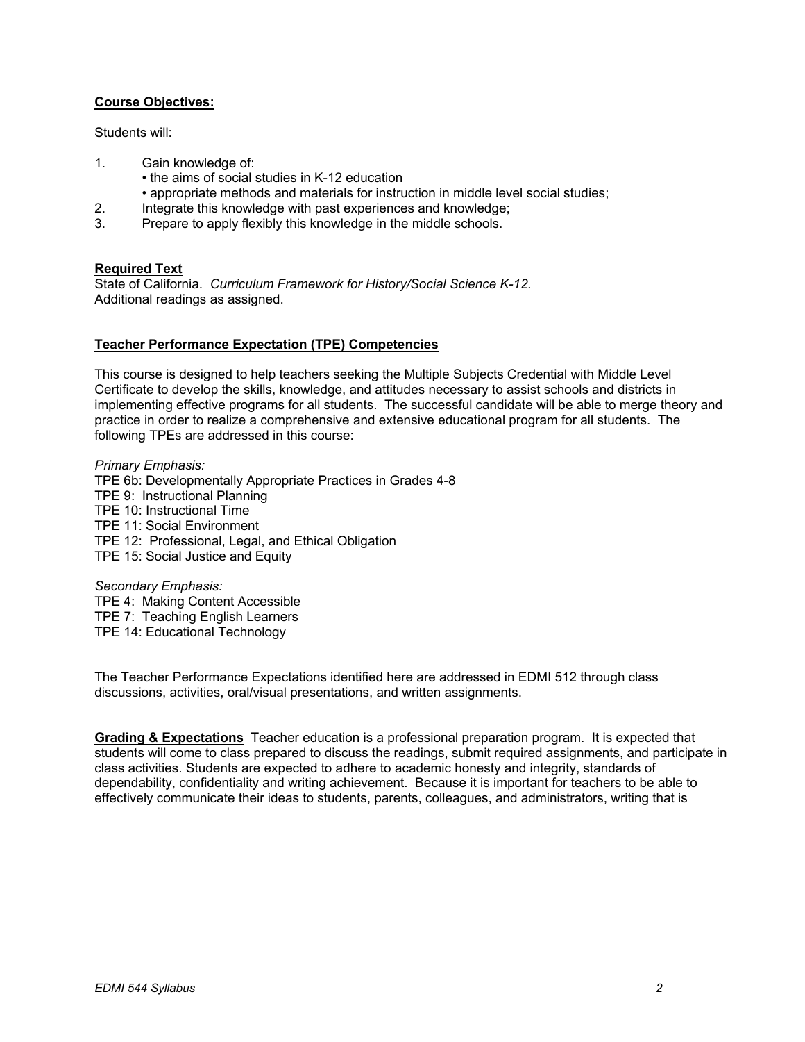**Course Objectives:**

Students will:

1. Gain knowledge of:
   - the aims of social studies in K-12 education
   - appropriate methods and materials for instruction in middle level social studies;
2. Integrate this knowledge with past experiences and knowledge;
3. Prepare to apply flexibly this knowledge in the middle schools.

**Required Text**

State of California. *Curriculum Framework for History/Social Science K-12.*
Additional readings as assigned.

**Teacher Performance Expectation (TPE) Competencies**

This course is designed to help teachers seeking the Multiple Subjects Credential with Middle Level Certificate to develop the skills, knowledge, and attitudes necessary to assist schools and districts in implementing effective programs for all students. The successful candidate will be able to merge theory and practice in order to realize a comprehensive and extensive educational program for all students. The following TPEs are addressed in this course:

*Primary Emphasis:*
TPE 6b: Developmentally Appropriate Practices in Grades 4-8
TPE 9: Instructional Planning
TPE 10: Instructional Time
TPE 11: Social Environment
TPE 12: Professional, Legal, and Ethical Obligation
TPE 15: Social Justice and Equity

*Secondary Emphasis:*
TPE 4: Making Content Accessible
TPE 7: Teaching English Learners
TPE 14: Educational Technology

The Teacher Performance Expectations identified here are addressed in EDMI 512 through class discussions, activities, oral/visual presentations, and written assignments.

**Grading & Expectations** Teacher education is a professional preparation program. It is expected that students will come to class prepared to discuss the readings, submit required assignments, and participate in class activities. Students are expected to adhere to academic honesty and integrity, standards of dependability, confidentiality and writing achievement. Because it is important for teachers to be able to effectively communicate their ideas to students, parents, colleagues, and administrators, writing that is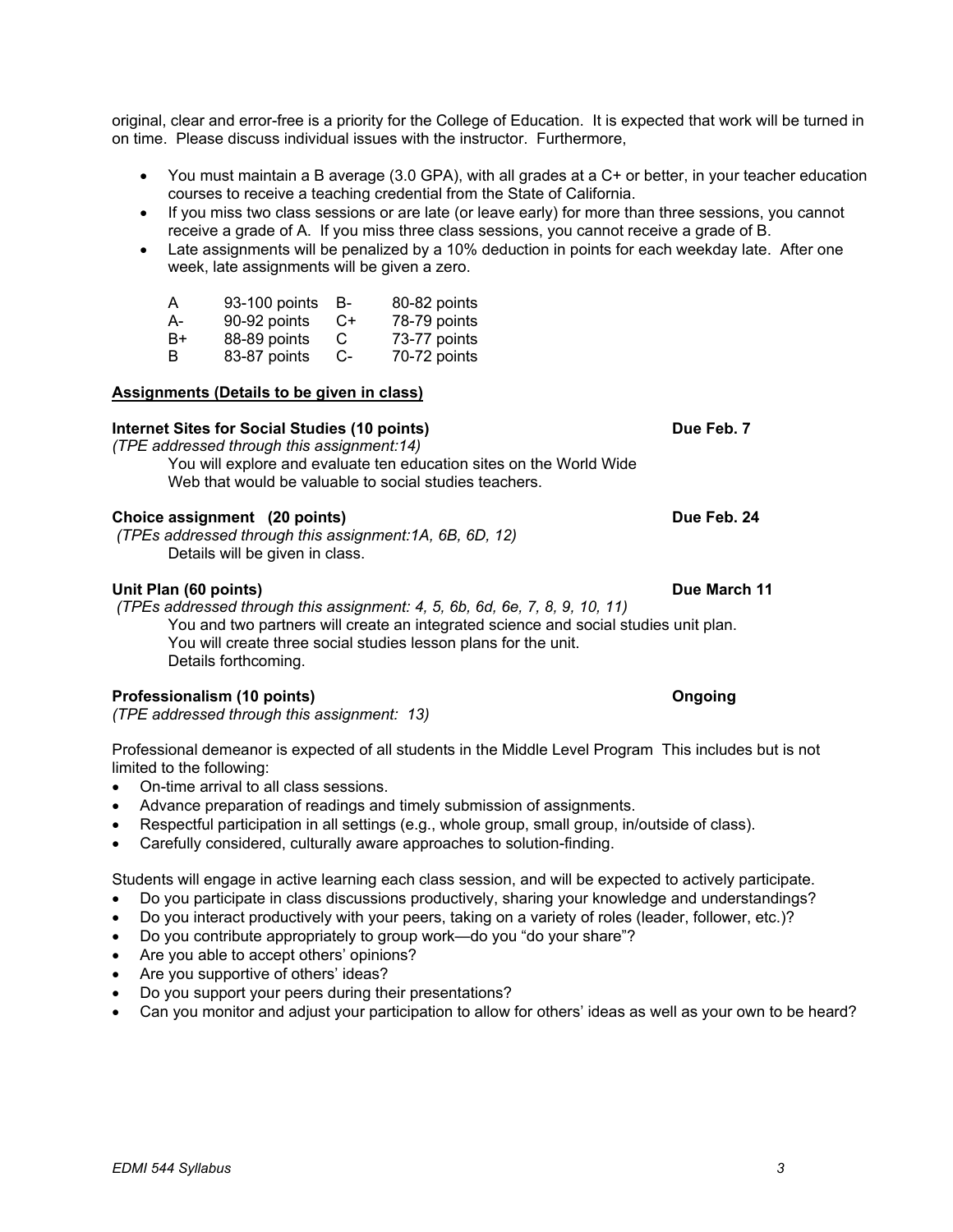original, clear and error-free is a priority for the College of Education. It is expected that work will be turned in on time. Please discuss individual issues with the instructor. Furthermore,

- You must maintain a B average (3.0 GPA), with all grades at a C+ or better, in your teacher education courses to receive a teaching credential from the State of California.
- If you miss two class sessions or are late (or leave early) for more than three sessions, you cannot receive a grade of A. If you miss three class sessions, you cannot receive a grade of B.
- Late assignments will be penalized by a 10% deduction in points for each weekday late. After one week, late assignments will be given a zero.

| | | | |
|---|---|---|---|
| A | 93-100 points | B- | 80-82 points |
| A- | 90-92 points | C+ | 78-79 points |
| B+ | 88-89 points | C | 73-77 points |
| B | 83-87 points | C- | 70-72 points |

**Assignments (Details to be given in class)**

**Internet Sites for Social Studies (10 points)** **Due Feb. 7**
*(TPE addressed through this assignment:14)*
You will explore and evaluate ten education sites on the World Wide Web that would be valuable to social studies teachers.

**Choice assignment (20 points)** **Due Feb. 24**
*(TPEs addressed through this assignment:1A, 6B, 6D, 12)*
Details will be given in class.

**Unit Plan (60 points)** **Due March 11**
*(TPEs addressed through this assignment: 4, 5, 6b, 6d, 6e, 7, 8, 9, 10, 11)*
You and two partners will create an integrated science and social studies unit plan.
You will create three social studies lesson plans for the unit.
Details forthcoming.

**Professionalism (10 points)** **Ongoing**
*(TPE addressed through this assignment: 13)*

Professional demeanor is expected of all students in the Middle Level Program This includes but is not limited to the following:

- On-time arrival to all class sessions.
- Advance preparation of readings and timely submission of assignments.
- Respectful participation in all settings (e.g., whole group, small group, in/outside of class).
- Carefully considered, culturally aware approaches to solution-finding.

Students will engage in active learning each class session, and will be expected to actively participate.

- Do you participate in class discussions productively, sharing your knowledge and understandings?
- Do you interact productively with your peers, taking on a variety of roles (leader, follower, etc.)?
- Do you contribute appropriately to group work—do you "do your share"?
- Are you able to accept others' opinions?
- Are you supportive of others' ideas?
- Do you support your peers during their presentations?
- Can you monitor and adjust your participation to allow for others' ideas as well as your own to be heard?